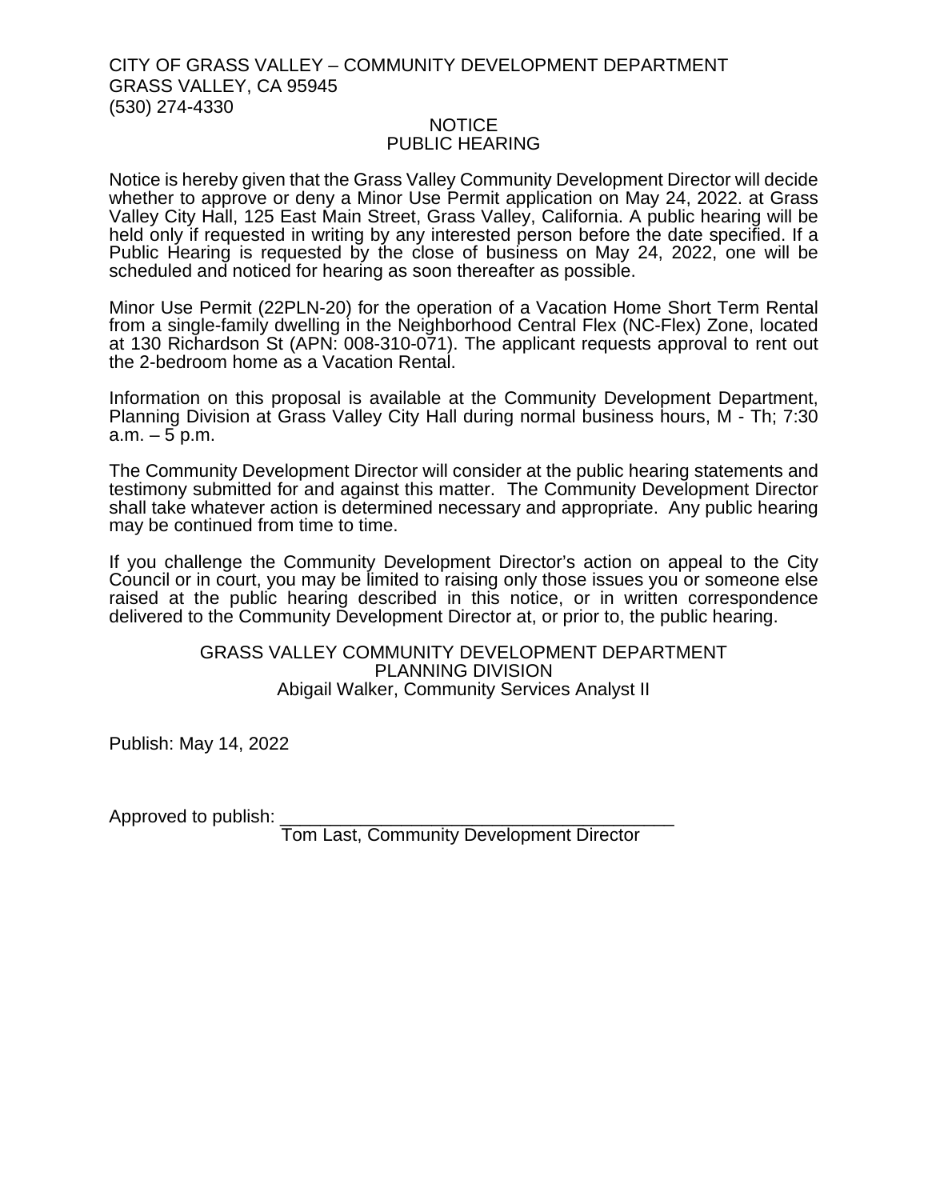CITY OF GRASS VALLEY – COMMUNITY DEVELOPMENT DEPARTMENT
GRASS VALLEY, CA 95945
(530) 274-4330

# NOTICE
# PUBLIC HEARING

Notice is hereby given that the Grass Valley Community Development Director will decide whether to approve or deny a Minor Use Permit application on May 24, 2022. at Grass Valley City Hall, 125 East Main Street, Grass Valley, California. A public hearing will be held only if requested in writing by any interested person before the date specified. If a Public Hearing is requested by the close of business on May 24, 2022, one will be scheduled and noticed for hearing as soon thereafter as possible.

Minor Use Permit (22PLN-20) for the operation of a Vacation Home Short Term Rental from a single-family dwelling in the Neighborhood Central Flex (NC-Flex) Zone, located at 130 Richardson St (APN: 008-310-071). The applicant requests approval to rent out the 2-bedroom home as a Vacation Rental.

Information on this proposal is available at the Community Development Department, Planning Division at Grass Valley City Hall during normal business hours, M - Th; 7:30 a.m. – 5 p.m.

The Community Development Director will consider at the public hearing statements and testimony submitted for and against this matter. The Community Development Director shall take whatever action is determined necessary and appropriate. Any public hearing may be continued from time to time.

If you challenge the Community Development Director's action on appeal to the City Council or in court, you may be limited to raising only those issues you or someone else raised at the public hearing described in this notice, or in written correspondence delivered to the Community Development Director at, or prior to, the public hearing.

GRASS VALLEY COMMUNITY DEVELOPMENT DEPARTMENT
PLANNING DIVISION
Abigail Walker, Community Services Analyst II

Publish: May 14, 2022

Approved to publish: ______________________________________
Tom Last, Community Development Director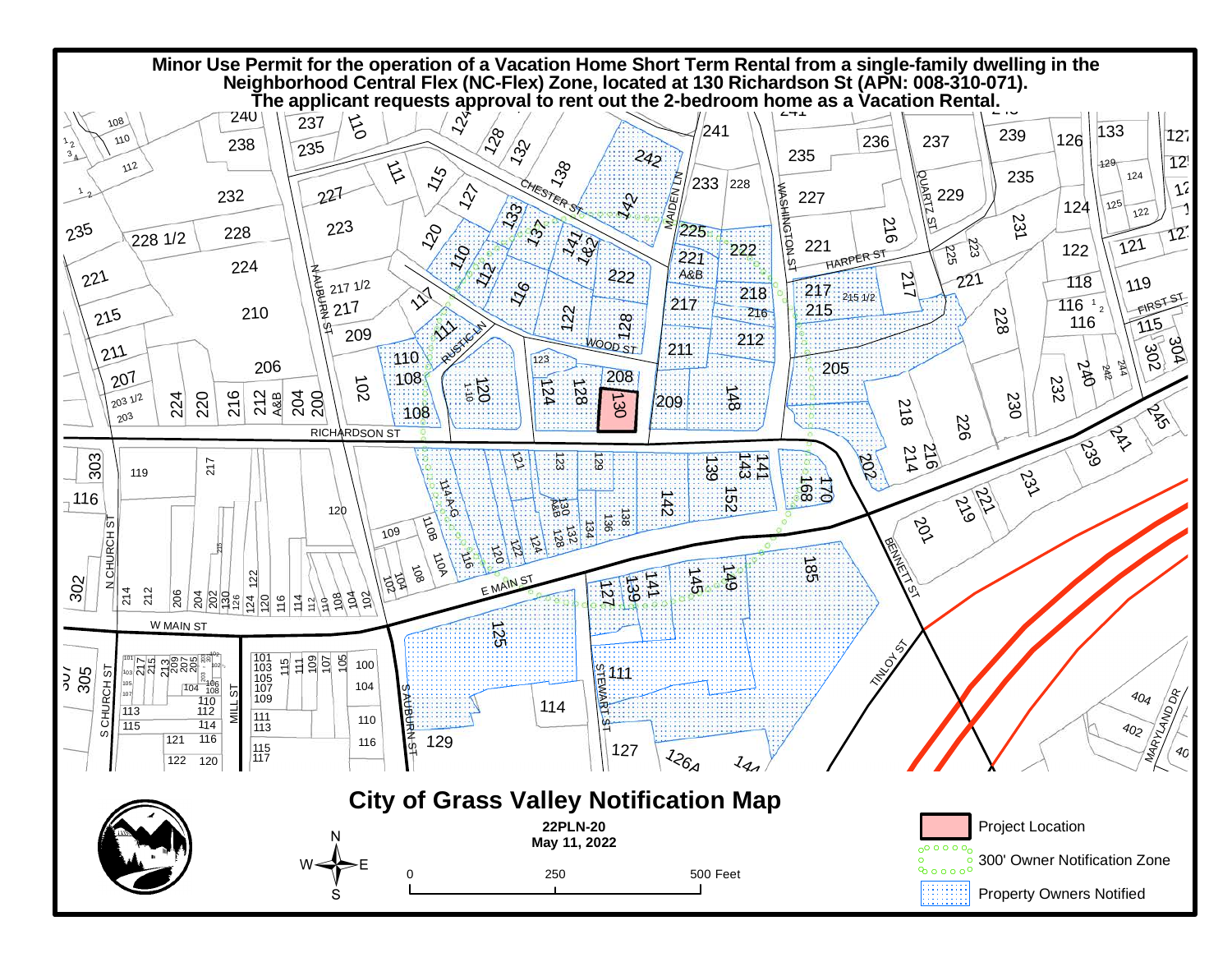# Minor Use Permit for the operation of a Vacation Home Short Term Rental from a single-family dwelling in the Neighborhood Central Flex (NC-Flex) Zone, located at 130 Richardson St (APN: 008-310-071). The applicant requests approval to rent out the 2-bedroom home as a Vacation Rental.

## City of Grass Valley Notification Map

**22PLN-20**
**May 11, 2022**

0 250 500 Feet

Project Location

300' Owner Notification Zone

Property Owners Notified